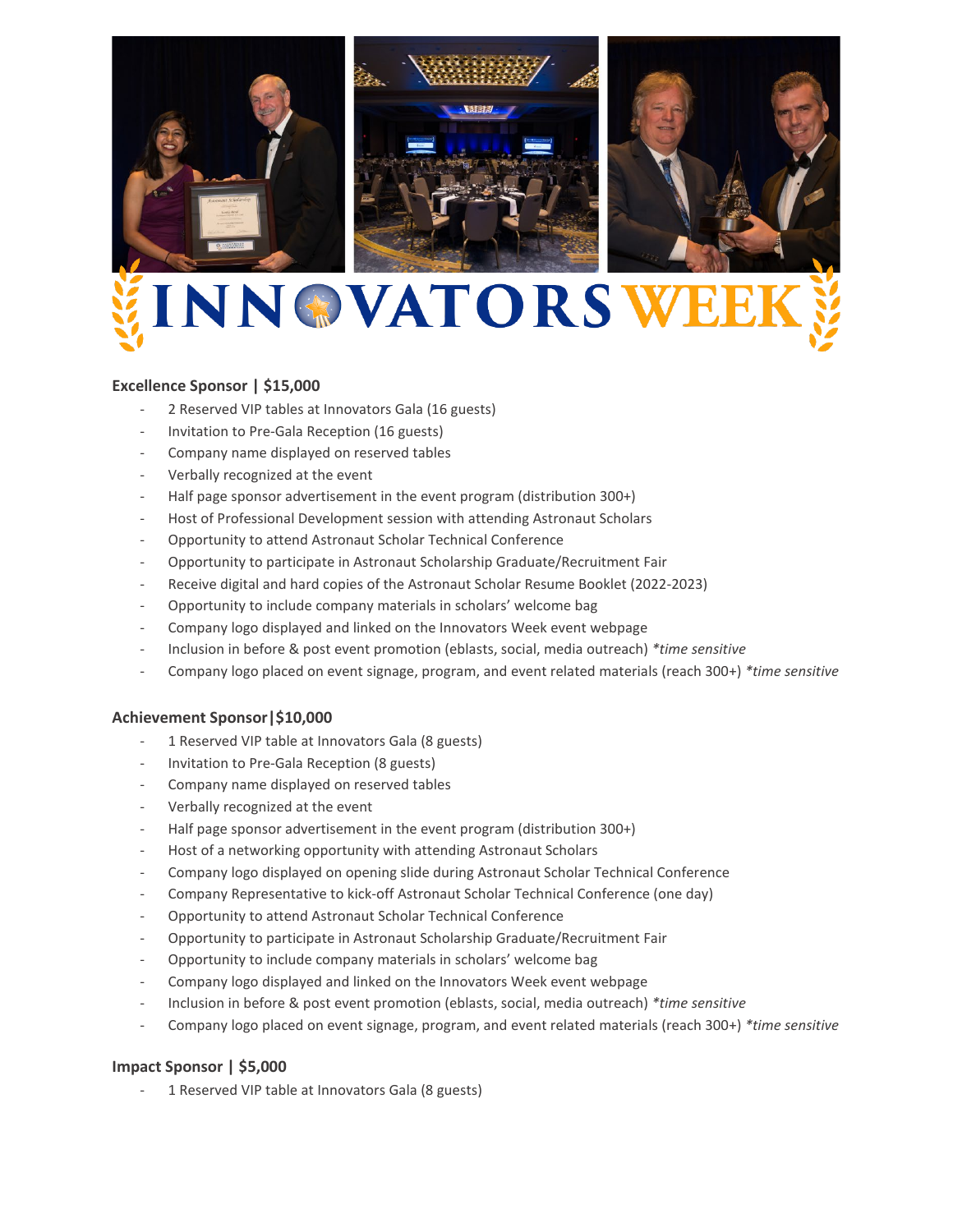# INNOVATORS WEEK

**Excellence Sponsor | $15,000**

- 2 Reserved VIP tables at Innovators Gala (16 guests)
- Invitation to Pre-Gala Reception (16 guests)
- Company name displayed on reserved tables
- Verbally recognized at the event
- Half page sponsor advertisement in the event program (distribution 300+)
- Host of Professional Development session with attending Astronaut Scholars
- Opportunity to attend Astronaut Scholar Technical Conference
- Opportunity to participate in Astronaut Scholarship Graduate/Recruitment Fair
- Receive digital and hard copies of the Astronaut Scholar Resume Booklet (2022-2023)
- Opportunity to include company materials in scholars' welcome bag
- Company logo displayed and linked on the Innovators Week event webpage
- Inclusion in before & post event promotion (eblasts, social, media outreach) *\*time sensitive*
- Company logo placed on event signage, program, and event related materials (reach 300+) *\*time sensitive*

**Achievement Sponsor|$10,000**

- 1 Reserved VIP table at Innovators Gala (8 guests)
- Invitation to Pre-Gala Reception (8 guests)
- Company name displayed on reserved tables
- Verbally recognized at the event
- Half page sponsor advertisement in the event program (distribution 300+)
- Host of a networking opportunity with attending Astronaut Scholars
- Company logo displayed on opening slide during Astronaut Scholar Technical Conference
- Company Representative to kick-off Astronaut Scholar Technical Conference (one day)
- Opportunity to attend Astronaut Scholar Technical Conference
- Opportunity to participate in Astronaut Scholarship Graduate/Recruitment Fair
- Opportunity to include company materials in scholars' welcome bag
- Company logo displayed and linked on the Innovators Week event webpage
- Inclusion in before & post event promotion (eblasts, social, media outreach) *\*time sensitive*
- Company logo placed on event signage, program, and event related materials (reach 300+) *\*time sensitive*

**Impact Sponsor | $5,000**

- 1 Reserved VIP table at Innovators Gala (8 guests)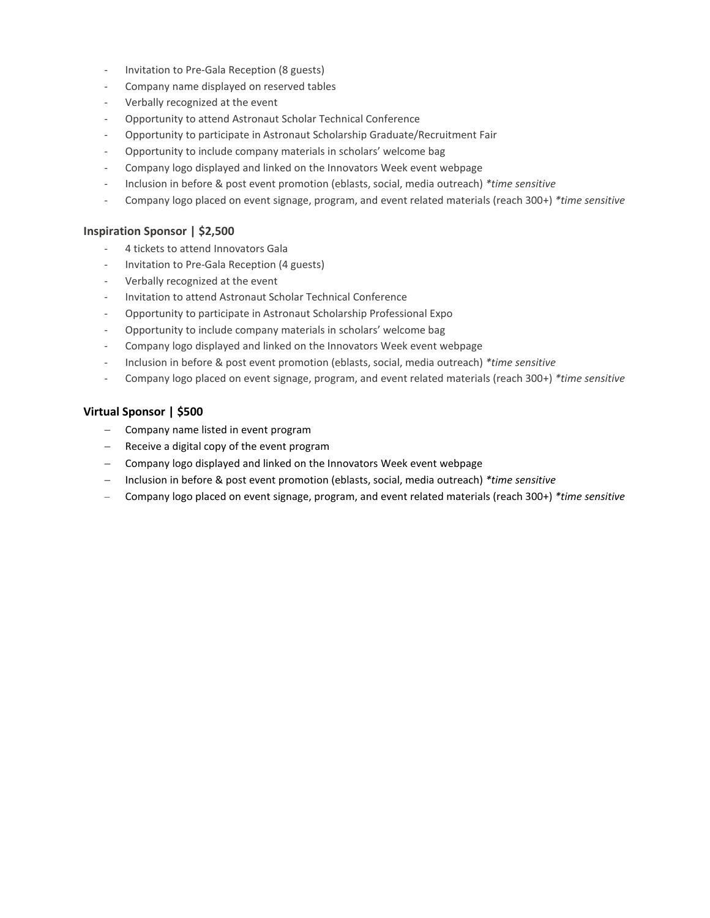- Invitation to Pre-Gala Reception (8 guests)
- Company name displayed on reserved tables
- Verbally recognized at the event
- Opportunity to attend Astronaut Scholar Technical Conference
- Opportunity to participate in Astronaut Scholarship Graduate/Recruitment Fair
- Opportunity to include company materials in scholars' welcome bag
- Company logo displayed and linked on the Innovators Week event webpage
- Inclusion in before & post event promotion (eblasts, social, media outreach) *\*time sensitive*
- Company logo placed on event signage, program, and event related materials (reach 300+) *\*time sensitive*

### Inspiration Sponsor | $2,500

- 4 tickets to attend Innovators Gala
- Invitation to Pre-Gala Reception (4 guests)
- Verbally recognized at the event
- Invitation to attend Astronaut Scholar Technical Conference
- Opportunity to participate in Astronaut Scholarship Professional Expo
- Opportunity to include company materials in scholars' welcome bag
- Company logo displayed and linked on the Innovators Week event webpage
- Inclusion in before & post event promotion (eblasts, social, media outreach) *\*time sensitive*
- Company logo placed on event signage, program, and event related materials (reach 300+) *\*time sensitive*

### Virtual Sponsor | $500

- Company name listed in event program
- Receive a digital copy of the event program
- Company logo displayed and linked on the Innovators Week event webpage
- Inclusion in before & post event promotion (eblasts, social, media outreach) *\*time sensitive*
- Company logo placed on event signage, program, and event related materials (reach 300+) *\*time sensitive*